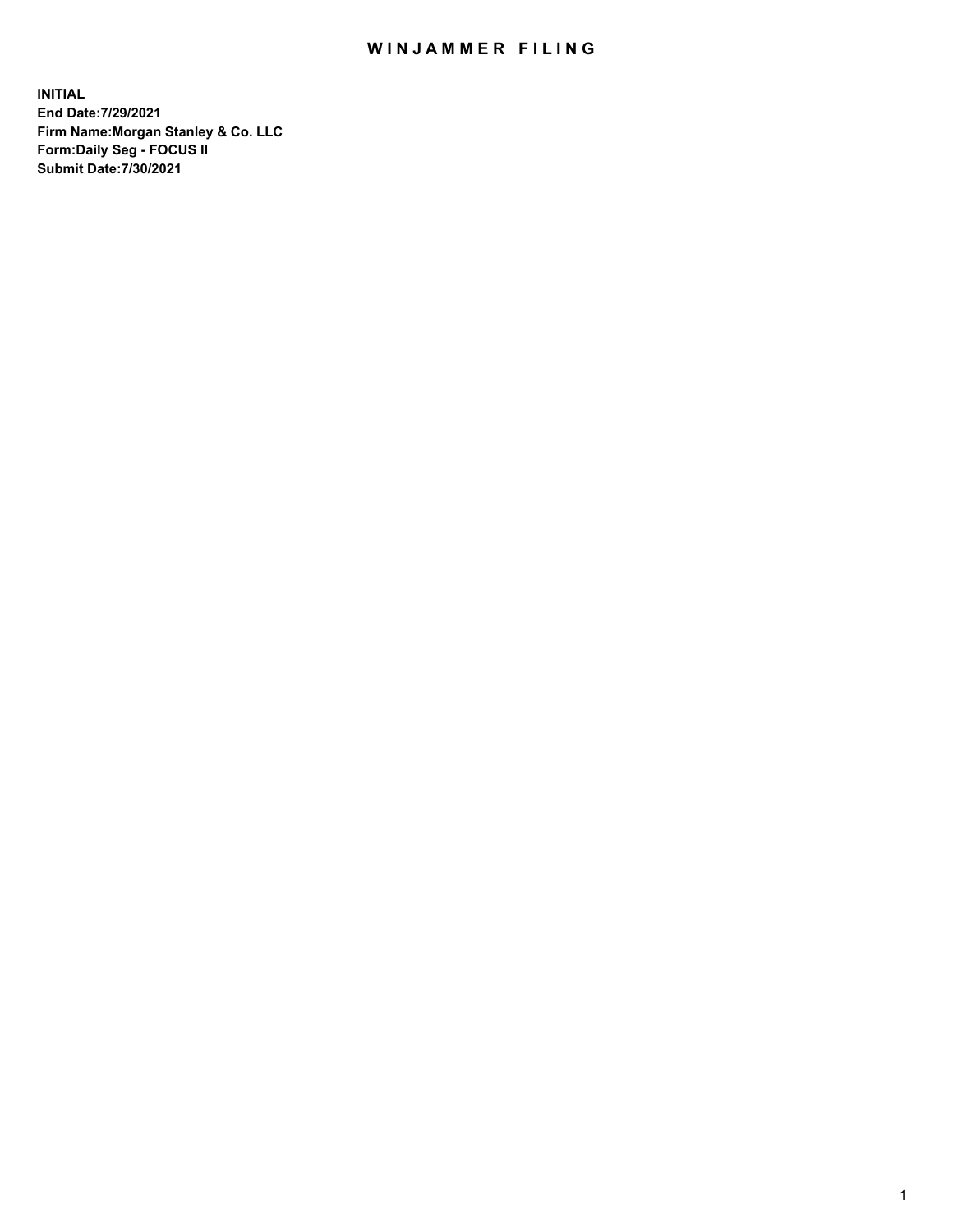# WINJAMMER FILING

**INITIAL**
**End Date:7/29/2021**
**Firm Name:Morgan Stanley & Co. LLC**
**Form:Daily Seg - FOCUS II**
**Submit Date:7/30/2021**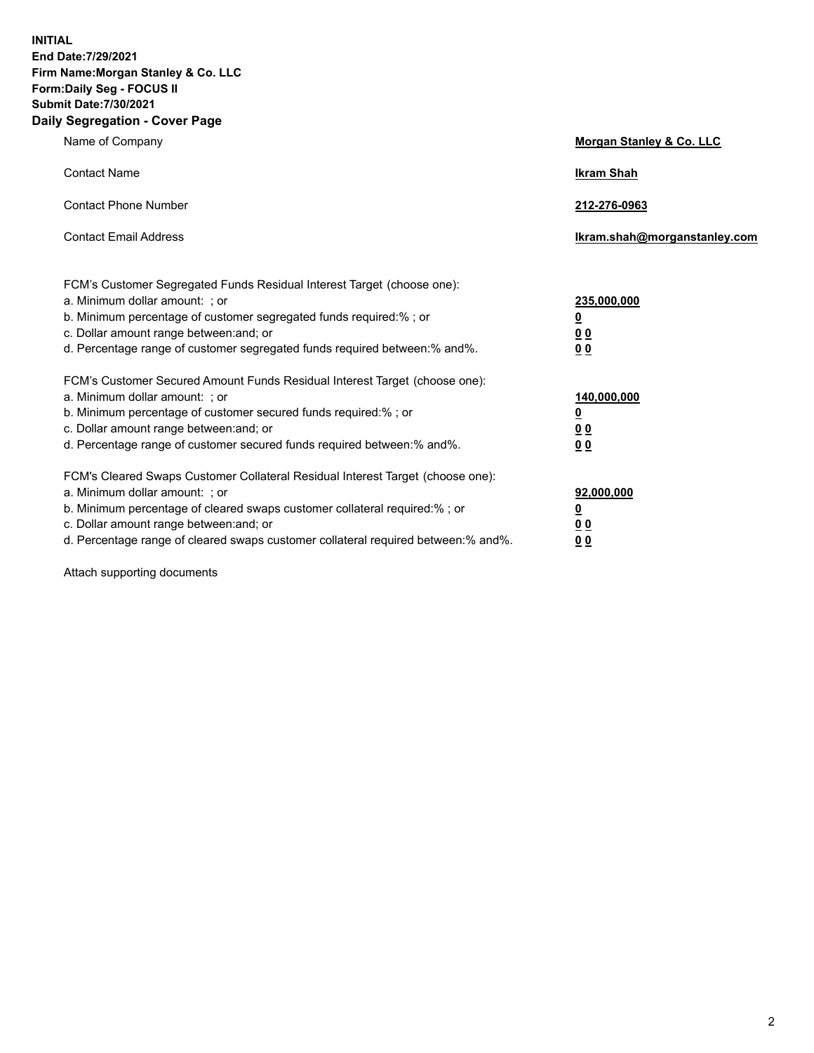**INITIAL**
**End Date:7/29/2021**
**Firm Name:Morgan Stanley & Co. LLC**
**Form:Daily Seg - FOCUS II**
**Submit Date:7/30/2021**

## Daily Segregation - Cover Page

| | |
|---|---|
| Name of Company | **Morgan Stanley & Co. LLC** |
| Contact Name | **Ikram Shah** |
| Contact Phone Number | **212-276-0963** |
| Contact Email Address | **Ikram.shah@morganstanley.com** |

FCM's Customer Segregated Funds Residual Interest Target (choose one):

| | |
|---|---|
| a. Minimum dollar amount: ; or | **235,000,000** |
| b. Minimum percentage of customer segregated funds required:% ; or | **0** |
| c. Dollar amount range between:and; or | **0 0** |
| d. Percentage range of customer segregated funds required between:% and%. | **0 0** |

FCM's Customer Secured Amount Funds Residual Interest Target (choose one):

| | |
|---|---|
| a. Minimum dollar amount: ; or | **140,000,000** |
| b. Minimum percentage of customer secured funds required:% ; or | **0** |
| c. Dollar amount range between:and; or | **0 0** |
| d. Percentage range of customer secured funds required between:% and%. | **0 0** |

FCM's Cleared Swaps Customer Collateral Residual Interest Target (choose one):

| | |
|---|---|
| a. Minimum dollar amount: ; or | **92,000,000** |
| b. Minimum percentage of cleared swaps customer collateral required:% ; or | **0** |
| c. Dollar amount range between:and; or | **0 0** |
| d. Percentage range of cleared swaps customer collateral required between:% and%. | **0 0** |

Attach supporting documents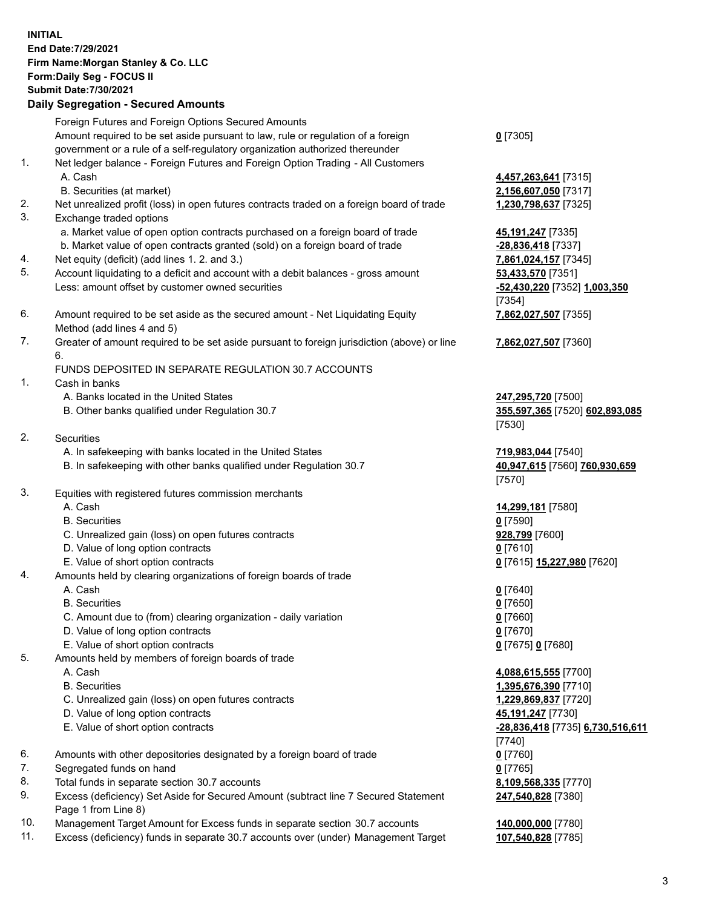**INITIAL**
**End Date:7/29/2021**
**Firm Name:Morgan Stanley & Co. LLC**
**Form:Daily Seg - FOCUS II**
**Submit Date:7/30/2021**

## Daily Segregation - Secured Amounts

| | | |
|---|---|---|
| | Foreign Futures and Foreign Options Secured Amounts | |
| | Amount required to be set aside pursuant to law, rule or regulation of a foreign government or a rule of a self-regulatory organization authorized thereunder | **0** [7305] |
| 1. | Net ledger balance - Foreign Futures and Foreign Option Trading - All Customers | |
| | A. Cash | **4,457,263,641** [7315] |
| | B. Securities (at market) | **2,156,607,050** [7317] |
| 2. | Net unrealized profit (loss) in open futures contracts traded on a foreign board of trade | **1,230,798,637** [7325] |
| 3. | Exchange traded options | |
| | a. Market value of open option contracts purchased on a foreign board of trade | **45,191,247** [7335] |
| | b. Market value of open contracts granted (sold) on a foreign board of trade | **-28,836,418** [7337] |
| 4. | Net equity (deficit) (add lines 1. 2. and 3.) | **7,861,024,157** [7345] |
| 5. | Account liquidating to a deficit and account with a debit balances - gross amount | **53,433,570** [7351] |
| | Less: amount offset by customer owned securities | **-52,430,220** [7352] **1,003,350** [7354] |
| 6. | Amount required to be set aside as the secured amount - Net Liquidating Equity Method (add lines 4 and 5) | **7,862,027,507** [7355] |
| 7. | Greater of amount required to be set aside pursuant to foreign jurisdiction (above) or line 6. | **7,862,027,507** [7360] |
| | FUNDS DEPOSITED IN SEPARATE REGULATION 30.7 ACCOUNTS | |
| 1. | Cash in banks | |
| | A. Banks located in the United States | **247,295,720** [7500] |
| | B. Other banks qualified under Regulation 30.7 | **355,597,365** [7520] **602,893,085** [7530] |
| 2. | Securities | |
| | A. In safekeeping with banks located in the United States | **719,983,044** [7540] |
| | B. In safekeeping with other banks qualified under Regulation 30.7 | **40,947,615** [7560] **760,930,659** [7570] |
| 3. | Equities with registered futures commission merchants | |
| | A. Cash | **14,299,181** [7580] |
| | B. Securities | **0** [7590] |
| | C. Unrealized gain (loss) on open futures contracts | **928,799** [7600] |
| | D. Value of long option contracts | **0** [7610] |
| | E. Value of short option contracts | **0** [7615] **15,227,980** [7620] |
| 4. | Amounts held by clearing organizations of foreign boards of trade | |
| | A. Cash | **0** [7640] |
| | B. Securities | **0** [7650] |
| | C. Amount due to (from) clearing organization - daily variation | **0** [7660] |
| | D. Value of long option contracts | **0** [7670] |
| | E. Value of short option contracts | **0** [7675] **0** [7680] |
| 5. | Amounts held by members of foreign boards of trade | |
| | A. Cash | **4,088,615,555** [7700] |
| | B. Securities | **1,395,676,390** [7710] |
| | C. Unrealized gain (loss) on open futures contracts | **1,229,869,837** [7720] |
| | D. Value of long option contracts | **45,191,247** [7730] |
| | E. Value of short option contracts | **-28,836,418** [7735] **6,730,516,611** [7740] |
| 6. | Amounts with other depositories designated by a foreign board of trade | **0** [7760] |
| 7. | Segregated funds on hand | **0** [7765] |
| 8. | Total funds in separate section 30.7 accounts | **8,109,568,335** [7770] |
| 9. | Excess (deficiency) Set Aside for Secured Amount (subtract line 7 Secured Statement Page 1 from Line 8) | **247,540,828** [7380] |
| 10. | Management Target Amount for Excess funds in separate section 30.7 accounts | **140,000,000** [7780] |
| 11. | Excess (deficiency) funds in separate 30.7 accounts over (under) Management Target | **107,540,828** [7785] |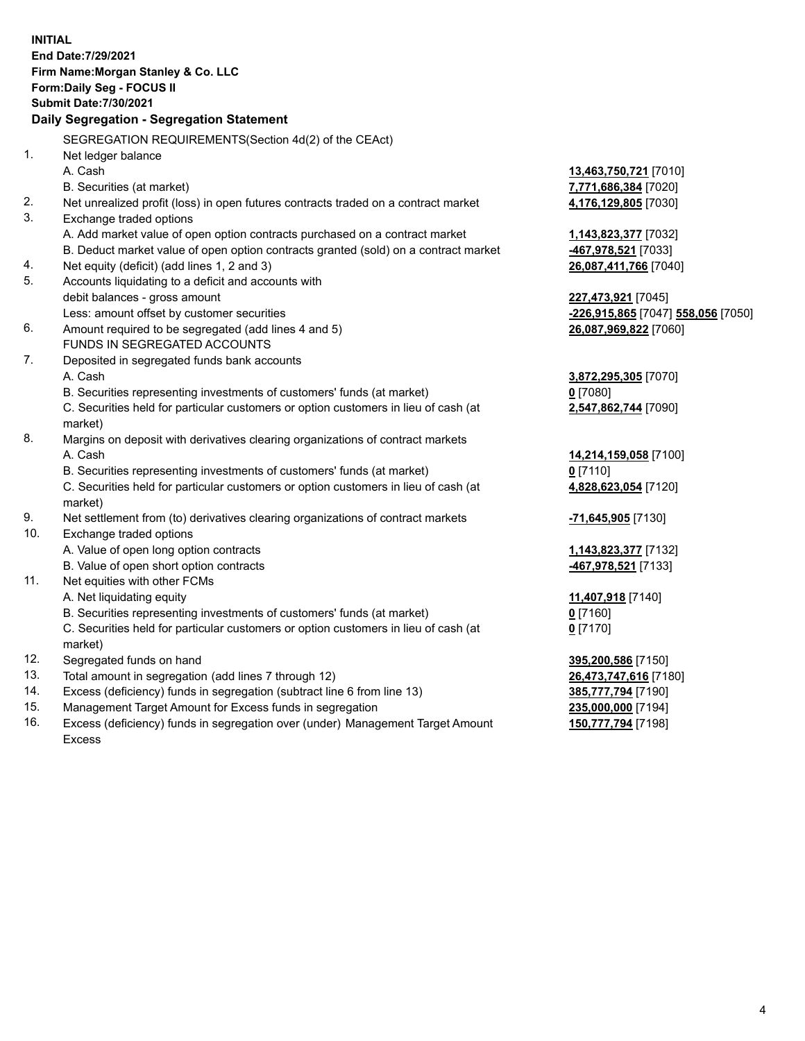**INITIAL**
**End Date:7/29/2021**
**Firm Name:Morgan Stanley & Co. LLC**
**Form:Daily Seg - FOCUS II**
**Submit Date:7/30/2021**

## Daily Segregation - Segregation Statement

| | | |
|---|---|---|
| | SEGREGATION REQUIREMENTS(Section 4d(2) of the CEAct) | |
| 1. | Net ledger balance | |
| | A. Cash | **13,463,750,721** [7010] |
| | B. Securities (at market) | **7,771,686,384** [7020] |
| 2. | Net unrealized profit (loss) in open futures contracts traded on a contract market | **4,176,129,805** [7030] |
| 3. | Exchange traded options | |
| | A. Add market value of open option contracts purchased on a contract market | **1,143,823,377** [7032] |
| | B. Deduct market value of open option contracts granted (sold) on a contract market | **-467,978,521** [7033] |
| 4. | Net equity (deficit) (add lines 1, 2 and 3) | **26,087,411,766** [7040] |
| 5. | Accounts liquidating to a deficit and accounts with | |
| | debit balances - gross amount | **227,473,921** [7045] |
| | Less: amount offset by customer securities | **-226,915,865** [7047] **558,056** [7050] |
| 6. | Amount required to be segregated (add lines 4 and 5) | **26,087,969,822** [7060] |
| | FUNDS IN SEGREGATED ACCOUNTS | |
| 7. | Deposited in segregated funds bank accounts | |
| | A. Cash | **3,872,295,305** [7070] |
| | B. Securities representing investments of customers' funds (at market) | **0** [7080] |
| | C. Securities held for particular customers or option customers in lieu of cash (at market) | **2,547,862,744** [7090] |
| 8. | Margins on deposit with derivatives clearing organizations of contract markets | |
| | A. Cash | **14,214,159,058** [7100] |
| | B. Securities representing investments of customers' funds (at market) | **0** [7110] |
| | C. Securities held for particular customers or option customers in lieu of cash (at market) | **4,828,623,054** [7120] |
| 9. | Net settlement from (to) derivatives clearing organizations of contract markets | **-71,645,905** [7130] |
| 10. | Exchange traded options | |
| | A. Value of open long option contracts | **1,143,823,377** [7132] |
| | B. Value of open short option contracts | **-467,978,521** [7133] |
| 11. | Net equities with other FCMs | |
| | A. Net liquidating equity | **11,407,918** [7140] |
| | B. Securities representing investments of customers' funds (at market) | **0** [7160] |
| | C. Securities held for particular customers or option customers in lieu of cash (at market) | **0** [7170] |
| 12. | Segregated funds on hand | **395,200,586** [7150] |
| 13. | Total amount in segregation (add lines 7 through 12) | **26,473,747,616** [7180] |
| 14. | Excess (deficiency) funds in segregation (subtract line 6 from line 13) | **385,777,794** [7190] |
| 15. | Management Target Amount for Excess funds in segregation | **235,000,000** [7194] |
| 16. | Excess (deficiency) funds in segregation over (under) Management Target Amount Excess | **150,777,794** [7198] |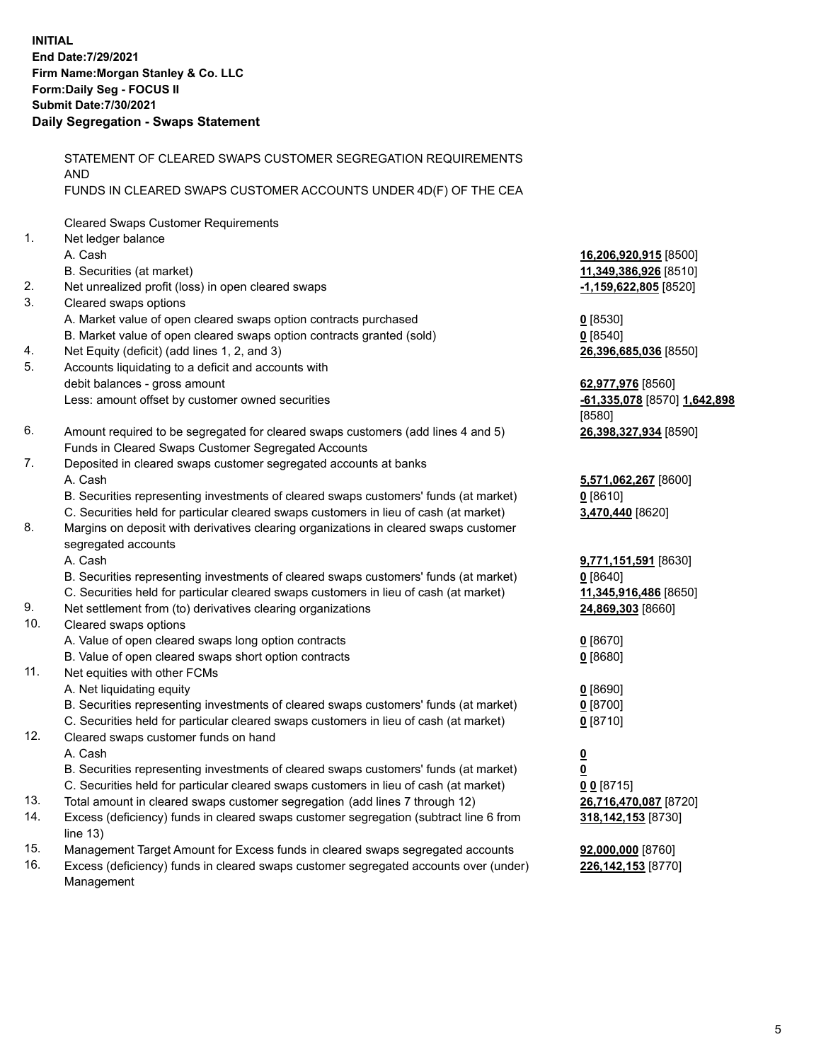**INITIAL**
**End Date:7/29/2021**
**Firm Name:Morgan Stanley & Co. LLC**
**Form:Daily Seg - FOCUS II**
**Submit Date:7/30/2021**
**Daily Segregation - Swaps Statement**

STATEMENT OF CLEARED SWAPS CUSTOMER SEGREGATION REQUIREMENTS AND
FUNDS IN CLEARED SWAPS CUSTOMER ACCOUNTS UNDER 4D(F) OF THE CEA

| | | |
|---|---|---|
| | Cleared Swaps Customer Requirements | |
| 1. | Net ledger balance | |
| | A. Cash | **16,206,920,915** [8500] |
| | B. Securities (at market) | **11,349,386,926** [8510] |
| 2. | Net unrealized profit (loss) in open cleared swaps | **-1,159,622,805** [8520] |
| 3. | Cleared swaps options | |
| | A. Market value of open cleared swaps option contracts purchased | **0** [8530] |
| | B. Market value of open cleared swaps option contracts granted (sold) | **0** [8540] |
| 4. | Net Equity (deficit) (add lines 1, 2, and 3) | **26,396,685,036** [8550] |
| 5. | Accounts liquidating to a deficit and accounts with debit balances - gross amount | **62,977,976** [8560] |
| | Less: amount offset by customer owned securities | **-61,335,078** [8570] **1,642,898** [8580] |
| 6. | Amount required to be segregated for cleared swaps customers (add lines 4 and 5) | **26,398,327,934** [8590] |
| | Funds in Cleared Swaps Customer Segregated Accounts | |
| 7. | Deposited in cleared swaps customer segregated accounts at banks | |
| | A. Cash | **5,571,062,267** [8600] |
| | B. Securities representing investments of cleared swaps customers' funds (at market) | **0** [8610] |
| | C. Securities held for particular cleared swaps customers in lieu of cash (at market) | **3,470,440** [8620] |
| 8. | Margins on deposit with derivatives clearing organizations in cleared swaps customer segregated accounts | |
| | A. Cash | **9,771,151,591** [8630] |
| | B. Securities representing investments of cleared swaps customers' funds (at market) | **0** [8640] |
| | C. Securities held for particular cleared swaps customers in lieu of cash (at market) | **11,345,916,486** [8650] |
| 9. | Net settlement from (to) derivatives clearing organizations | **24,869,303** [8660] |
| 10. | Cleared swaps options | |
| | A. Value of open cleared swaps long option contracts | **0** [8670] |
| | B. Value of open cleared swaps short option contracts | **0** [8680] |
| 11. | Net equities with other FCMs | |
| | A. Net liquidating equity | **0** [8690] |
| | B. Securities representing investments of cleared swaps customers' funds (at market) | **0** [8700] |
| | C. Securities held for particular cleared swaps customers in lieu of cash (at market) | **0** [8710] |
| 12. | Cleared swaps customer funds on hand | |
| | A. Cash | **0** |
| | B. Securities representing investments of cleared swaps customers' funds (at market) | **0** |
| | C. Securities held for particular cleared swaps customers in lieu of cash (at market) | **0** **0** [8715] |
| 13. | Total amount in cleared swaps customer segregation (add lines 7 through 12) | **26,716,470,087** [8720] |
| 14. | Excess (deficiency) funds in cleared swaps customer segregation (subtract line 6 from line 13) | **318,142,153** [8730] |
| 15. | Management Target Amount for Excess funds in cleared swaps segregated accounts | **92,000,000** [8760] |
| 16. | Excess (deficiency) funds in cleared swaps customer segregated accounts over (under) Management | **226,142,153** [8770] |